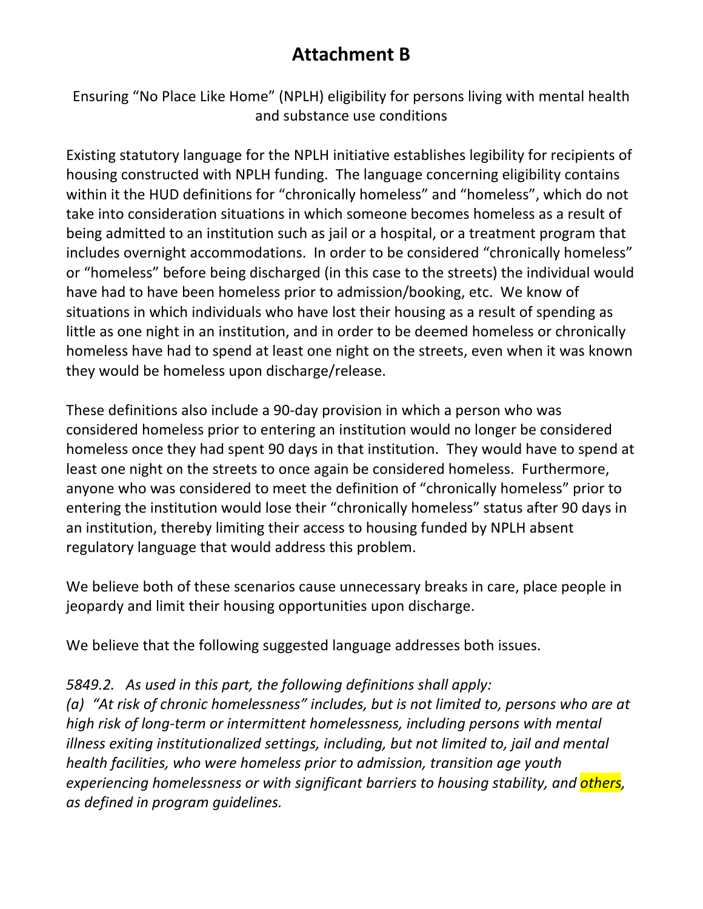# Attachment B

Ensuring "No Place Like Home" (NPLH) eligibility for persons living with mental health and substance use conditions

Existing statutory language for the NPLH initiative establishes legibility for recipients of housing constructed with NPLH funding. The language concerning eligibility contains within it the HUD definitions for "chronically homeless" and "homeless", which do not take into consideration situations in which someone becomes homeless as a result of being admitted to an institution such as jail or a hospital, or a treatment program that includes overnight accommodations. In order to be considered "chronically homeless" or "homeless" before being discharged (in this case to the streets) the individual would have had to have been homeless prior to admission/booking, etc. We know of situations in which individuals who have lost their housing as a result of spending as little as one night in an institution, and in order to be deemed homeless or chronically homeless have had to spend at least one night on the streets, even when it was known they would be homeless upon discharge/release.

These definitions also include a 90-day provision in which a person who was considered homeless prior to entering an institution would no longer be considered homeless once they had spent 90 days in that institution. They would have to spend at least one night on the streets to once again be considered homeless. Furthermore, anyone who was considered to meet the definition of "chronically homeless" prior to entering the institution would lose their "chronically homeless" status after 90 days in an institution, thereby limiting their access to housing funded by NPLH absent regulatory language that would address this problem.

We believe both of these scenarios cause unnecessary breaks in care, place people in jeopardy and limit their housing opportunities upon discharge.

We believe that the following suggested language addresses both issues.

*5849.2. As used in this part, the following definitions shall apply:*
*(a) "At risk of chronic homelessness" includes, but is not limited to, persons who are at high risk of long-term or intermittent homelessness, including persons with mental illness exiting institutionalized settings, including, but not limited to, jail and mental health facilities, who were homeless prior to admission, transition age youth experiencing homelessness or with significant barriers to housing stability, and others, as defined in program guidelines.*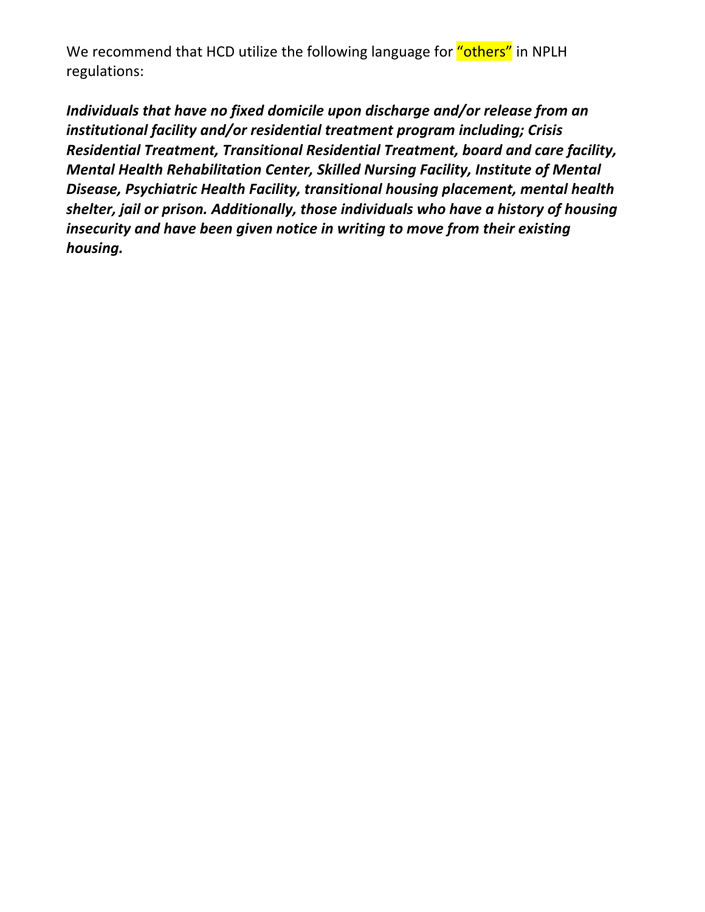We recommend that HCD utilize the following language for "others" in NPLH regulations:

***Individuals that have no fixed domicile upon discharge and/or release from an institutional facility and/or residential treatment program including; Crisis Residential Treatment, Transitional Residential Treatment, board and care facility, Mental Health Rehabilitation Center, Skilled Nursing Facility, Institute of Mental Disease, Psychiatric Health Facility, transitional housing placement, mental health shelter, jail or prison. Additionally, those individuals who have a history of housing insecurity and have been given notice in writing to move from their existing housing.***